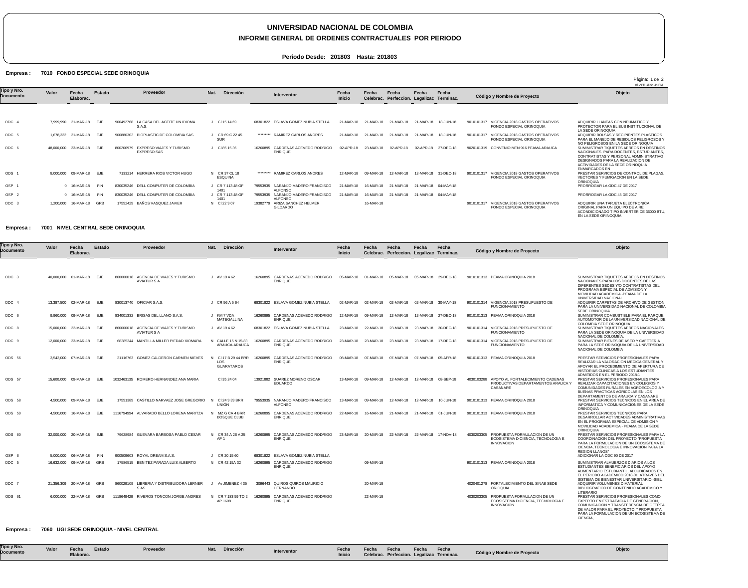# UNIVERSIDAD NACIONAL DE COLOMBIA

## INFORME GENERAL DE ORDENES CONTRACTUALES POR PERIODO

**Periodo Desde: 201803 Hasta: 201803**

**Empresa : 7010 FONDO ESPECIAL SEDE ORINOQUIA**

06-APR-18 04:34 PM

| Tipo y Nro. Documento | Valor | Fecha Elaborac. | Estado | Proveedor | | Nat. | Dirección | Interventor | | Fecha Inicio | Fecha Celebrac. | Fecha Perfeccion. | Fecha Legalizac | Fecha Terminac. | Còdigo y Nombre de Proyecto | | Objeto |
|---|---|---|---|---|---|---|---|---|---|---|---|---|---|---|---|---|---|
| ODC 4 | 7,999,990 | 21-MAR-18 | EJE | 900492768 | LA CASA DEL ACEITE UN IDIOMA S.A.S. | J | Cl 15 14 69 | 68301822 | ESLAVA GOMEZ NUBIA STELLA | 21-MAR-18 | 21-MAR-18 | 21-MAR-18 | 21-MAR-18 | 18-JUN-18 | 9010101317 | VIGENCIA 2018 GASTOS OPERATIVOS FONDO ESPECIAL ORINOQUIA | ADQUIRIR LLANTAS CON NEUMATICO Y PROTECTOR PARA EL BUS INSTITUCIONAL DE LA SEDE ORINOQUIA |
| ODC 5 | 1,678,322 | 21-MAR-18 | EJE | 900880302 | BIOPLASTIC DE COLOMBIA SAS | J | CR 69 C 22 45 SUR | ********* | RAMIREZ CARLOS ANDRES | 21-MAR-18 | 21-MAR-18 | 21-MAR-18 | 21-MAR-18 | 18-JUN-18 | 9010101317 | VIGENCIA 2018 GASTOS OPERATIVOS FONDO ESPECIAL ORINOQUIA | ADQUIRIR BOLSAS Y RECIPIENTES PLASTICOS PARA EL MANEJO DE RESIDUOS PELIGROSOS Y NO PELIGROSOS EN LA SEDE ORINOQUIA |
| ODC 6 | 48,000,000 | 23-MAR-18 | EJE | 800206979 | EXPRESO VIAJES Y TURISMO EXPRESO SAS | J | Cl 85 15 36 | 16260895 | CARDENAS ACEVEDO RODRIGO ENRIQUE | 02-APR-18 | 23-MAR-18 | 02-APR-18 | 02-APR-18 | 27-DEC-18 | 9020101319 | CONVENIO MEN 916 PEAMA ARAUCA | SUMINISTRAR TIQUETES AEREOS EN DESTINOS NACIONALES PARA DOCENTES, ESTUDIANTES, CONTRATISTAS Y PERSONAL ADMINISTRATIVO DESIGNADOS PARA LA REALIZACION DE ACTIVIDADES DE LA SEDE ORINOQUIA ENMARCADOS EN |
| ODS 1 | 8,000,000 | 09-MAR-18 | EJE | 7133214 | HERRERA RIOS VICTOR HUGO | N | CR 37 CL 18 ESQUINA | ********* | RAMIREZ CARLOS ANDRES | 12-MAR-18 | 09-MAR-18 | 12-MAR-18 | 12-MAR-18 | 31-DEC-18 | 9010101317 | VIGENCIA 2018 GASTOS OPERATIVOS FONDO ESPECIAL ORINOQUIA | PRESTAR SERVICIOS DE CONTROL DE PLAGAS, VECTORES Y FUMIGACION EN LA SEDE ORINOQUIA |
| OSP 1 | 0 | 16-MAR-18 | FIN | 830035246 | DELL COMPUTER DE COLOMBIA | J | CR 7 113 48 OF 1401 | 79553935 | NARANJO MADERO FRANCISCO ALFONSO | 21-MAR-18 | 16-MAR-18 | 21-MAR-18 | 21-MAR-18 | 04-MAY-18 | | | PRORROGAR LA ODC 47 DE 2017 |
| OSP 2 | 0 | 16-MAR-18 | FIN | 830035246 | DELL COMPUTER DE COLOMBIA | J | CR 7 113 48 OF 1401 | 79553935 | NARANJO MADERO FRANCISCO ALFONSO | 21-MAR-18 | 16-MAR-18 | 21-MAR-18 | 21-MAR-18 | 04-MAY-18 | | | PRORROGAR LA ODC 45 DE 2017 |
| ODC 3 | 1,200,000 | 16-MAR-18 | GRB | 17592429 | BAÑOS VASQUEZ JAVIER | N | Cl 22 9 07 | 19382779 | ARIZA SANCHEZ HELMER GILDARDO | | 16-MAR-18 | | | | 9010101317 | VIGENCIA 2018 GASTOS OPERATIVOS FONDO ESPECIAL ORINOQUIA | ADQUIRIR UNA TARJETA ELECTRONICA ORIGINAL PARA UN EQUIPO DE AIRE ACONDICIONADO TIPO INVERTER DE 36000 BTU, EN LA SEDE ORINOQUIA |

**Empresa : 7001 NIVEL CENTRAL SEDE ORINOQUIA**

| Tipo y Nro. Documento | Valor | Fecha Elaborac. | Estado | Proveedor | | Nat. | Dirección | Interventor | | Fecha Inicio | Fecha Celebrac. | Fecha Perfeccion. | Fecha Legalizac | Fecha Terminac. | Còdigo y Nombre de Proyecto | | Objeto |
|---|---|---|---|---|---|---|---|---|---|---|---|---|---|---|---|---|---|
| ODC 3 | 40,000,000 | 01-MAR-18 | EJE | 860000018 | AGENCIA DE VIAJES Y TURISMO AVIATUR S A | J | AV 19 4 62 | 16260895 | CARDENAS ACEVEDO RODRIGO ENRIQUE | 05-MAR-18 | 01-MAR-18 | 05-MAR-18 | 05-MAR-18 | 29-DEC-18 | 9010101313 | PEAMA ORINOQUIA 2018 | SUMINISTRAR TIQUETES AEREOS EN DESTINOS NACIONALES PARA LOS DOCENTES DE LAS DIFERENTES SEDES Y/O CONTRATISTAS DEL PROGRAMA ESPECIAL DE ADMISION Y MOVILIDAD ACADEMICA -PEAMA DE LA UNIVERSIDAD NACIONAL |
| ODC 4 | 13,387,500 | 02-MAR-18 | EJE | 830013740 | OFICIAR S.A.S. | J | CR 56 A 5 64 | 68301822 | ESLAVA GOMEZ NUBIA STELLA | 02-MAR-18 | 02-MAR-18 | 02-MAR-18 | 02-MAR-18 | 30-MAY-18 | 9010101314 | VIGENCIA 2018 PRESUPUESTO DE FUNCIONAMIENTO | ADQUIRIR CARPETAS DE ARCHIVO DE GESTION PARA LA UNIVERSIDAD NACIONAL DE COLOMBIA SEDE ORINOQUIA |
| ODC 6 | 9,960,000 | 09-MAR-18 | EJE | 834001332 | BRISAS DEL LLANO S.A.S. | J | KM 7 VDA MATEGALLINA | 16260895 | CARDENAS ACEVEDO RODRIGO ENRIQUE | 12-MAR-18 | 09-MAR-18 | 12-MAR-18 | 12-MAR-18 | 27-DEC-18 | 9010101313 | PEAMA ORINOQUIA 2018 | SUMINISTRAR COMBUSTIBLE PARA EL PARQUE AUTOMOTOR DE LA UNIVERSIDAD NACIONAL DE COLOMBIA SEDE ORINOQUIA |
| ODC 8 | 15,000,000 | 22-MAR-18 | EJE | 860000018 | AGENCIA DE VIAJES Y TURISMO AVIATUR S A | J | AV 19 4 62 | 68301822 | ESLAVA GOMEZ NUBIA STELLA | 23-MAR-18 | 22-MAR-18 | 23-MAR-18 | 23-MAR-18 | 30-DEC-18 | 9010101314 | VIGENCIA 2018 PRESUPUESTO DE FUNCIONAMIENTO | SUMINISTRAR TIQUETES AEREOS NACIONALES PARA LA SEDE ORINOQUIA DE LA UNIVERSIDAD NACIONAL DE COLOMBIA. |
| ODC 9 | 12,000,000 | 23-MAR-18 | EJE | 68285344 | MANTILLA MILLER PIEDAD XIOMARA | N | CALLE 15 N 15-83 ARAUCA-ARAUCA | 16260895 | CARDENAS ACEVEDO RODRIGO ENRIQUE | 23-MAR-18 | 23-MAR-18 | 23-MAR-18 | 23-MAR-18 | 17-DEC-18 | 9010101314 | VIGENCIA 2018 PRESUPUESTO DE FUNCIONAMIENTO | SUMINISTRAR BIENES DE ASEO Y CAFETERIA PARA LA SEDE ORINOQUIA DE LA UNIVERSIDAD NACIONAL DE COLOMBIA |
| ODS 56 | 3,542,000 | 07-MAR-18 | EJE | 21116763 | GOMEZ CALDERON CARMEN NIEVES | N | Cl 17 B 29 44 BRR LOS GUARATAROS | 16260895 | CARDENAS ACEVEDO RODRIGO ENRIQUE | 08-MAR-18 | 07-MAR-18 | 07-MAR-18 | 07-MAR-18 | 05-APR-18 | 9010101313 | PEAMA ORINOQUIA 2018 | PRESTAR SERVICIOS PROFESIONALES PARA REALIZAR LA VALORACION MEDICA GENERAL Y APOYAR EL PROCEDIMIENTO DE APERTURA DE HISTORIAS CLINICAS A LOS ESTUDIANTES ADMITIDOS EN EL PERIODO 2018-1 |
| ODS 57 | 15,600,000 | 09-MAR-18 | EJE | 1032463135 | ROMERO HERNANDEZ ANA MARIA | | Cl 35 24 04 | 13921882 | SUAREZ MORENO OSCAR EDUARDO | 13-MAR-18 | 09-MAR-18 | 12-MAR-18 | 12-MAR-18 | 08-SEP-18 | 4030103288 | APOYO AL FORTALECIMIENTO CADENAS PRODUCTIVAS DEPARTAMENTOS ARAUCA Y CASANARE | PRESTAR SERVICIOS PROFESIONALES PARA REALIZAR CAPACITACIONES EN COLEGIOS Y COMUNIDADES RURALES EN AGROECOLOGIA Y BUENAS PRACTICAS AGRICOLAS EN LOS DEPARTAMENTOS DE ARAUCA Y CASANARE |
| ODS 58 | 4,500,000 | 09-MAR-18 | EJE | 17591389 | CASTILLO NARVAEZ JOSE GREGORIO | N | Cl 24 9 39 BRR UNION | 79553935 | NARANJO MADERO FRANCISCO ALFONSO | 13-MAR-18 | 09-MAR-18 | 12-MAR-18 | 12-MAR-18 | 10-JUN-18 | 9010101313 | PEAMA ORINOQUIA 2018 | PRESTAR SERVICIOS TECNICOS EN EL AREA DE INFORMATICA Y COMUNICACIONES DE LA SEDE ORINOQUIA |
| ODS 59 | 4,500,000 | 16-MAR-18 | EJE | 1116794994 | ALVARADO BELLO LORENA MARITZA | N | MZ G CA 4 BRR BOSQUE CLUB | 16260895 | CARDENAS ACEVEDO RODRIGO ENRIQUE | 22-MAR-18 | 16-MAR-18 | 21-MAR-18 | 21-MAR-18 | 01-JUN-18 | 9010101313 | PEAMA ORINOQUIA 2018 | PRESTAR SERVICIOS TECNICOS PARA DESARROLLAR ACTIVIDADES ADMINISTRATIVAS EN EL PROGRAMA ESPECIAL DE ADMISION Y MOVILIDAD ACADEMICA - PEAMA DE LA SEDE ORINOQUIA |
| ODS 60 | 32,000,000 | 20-MAR-18 | EJE | 79628984 | GUEVARA BARBOSA PABLO CESAR | N | CR 34 A 26 A 25 AP 1 | 16260895 | CARDENAS ACEVEDO RODRIGO ENRIQUE | 23-MAR-18 | 20-MAR-18 | 22-MAR-18 | 22-MAR-18 | 17-NOV-18 | 4030203305 | PROPUESTA FORMULACION DE UN ECOSISTEMA D CIENCIA, TECNOLOGIA E INNOVACION | PRESTAR SERVICIOS PROFESIONALES PARA LA COORDINACION DEL PROYECTO "PROPUESTA PARA LA FORMULACION DE UN ECOSISTEMA DE CIENCIA, TECNOLOGIA E INNOVACION PARA LA REGION LLANOS" |
| OSP 6 | 5,000,000 | 06-MAR-18 | FIN | 900509603 | ROYAL DREAM S.A.S. | J | CR 20 15 60 | 68301822 | ESLAVA GOMEZ NUBIA STELLA | | | | | | | | ADICIONAR LA ODC 90 DE 2017 |
| ODC 5 | 16,632,000 | 09-MAR-18 | GRB | 17586515 | BENITEZ PARADA LUIS ALBERTO | N | CR 42 15A 32 | 16260895 | CARDENAS ACEVEDO RODRIGO ENRIQUE | | 09-MAR-18 | | | | 9010101313 | PEAMA ORINOQUIA 2018 | SUMINISTRAR ALMUERZOS DIARIOS A LOS ESTUDIANTES BENEFICIARIOS DEL APOYO ALIMENTARIO ESTUDIANTIL, ADJUDICADOS EN EL PERIODO ACADEMICO 2018-01. ATRAVES DEL SISTEMA DE BIENESTAR UNIVERSITARIO -SIBU. |
| ODC 7 | 21,356,309 | 20-MAR-18 | GRB | 860029109 | LIBRERIA Y DISTRIBUIDORA LERNER S AS | J | Av JIMENEZ 4 35 | 3096443 | QUIROS QUIROS MAURICIO HERNANDO | | 20-MAR-18 | | | | 4020401278 | FORTALECIMIENTO DEL SINAB SEDE ORIOQUIA | ADQUIRIR VOLUMENES D MATERIAL BIBLIOGRAFICO DE CONTENIDO ACADEMICO Y LITERARIO |
| ODS 61 | 6,000,000 | 22-MAR-18 | GRB | 1118649429 | RIVEROS TONCON JORGE ANDRES | N | CR 7 183 59 TO 2 AP 1608 | 16260895 | CARDENAS ACEVEDO RODRIGO ENRIQUE | | 22-MAR-18 | | | | 4030203305 | PROPUESTA FORMULACION DE UN ECOSISTEMA D CIENCIA, TECNOLOGIA E INNOVACION | PRESTAR SERVICIOS PROFESIONALES COMO EXPERTO EN ESTRATAGIA DE GENERACION, COMUNICACION Y TRANSFERENCIA DE OFERTA DE VALOR PARA EL PROYECTO: " PROPUESTA PARA LA FORMULACION DE UN ECOSISTEMA DE CIENCIA, |

**Empresa : 7060 UGI SEDE ORINOQUIA - NIVEL CENTRAL**

| Tipo y Nro. Documento | Valor | Fecha Elaborac. | Estado | Proveedor | Nat. | Dirección | Interventor | Fecha Inicio | Fecha Celebrac. | Fecha Perfeccion. | Fecha Legalizac | Fecha Terminac. | Còdigo y Nombre de Proyecto | Objeto |
|---|---|---|---|---|---|---|---|---|---|---|---|---|---|---|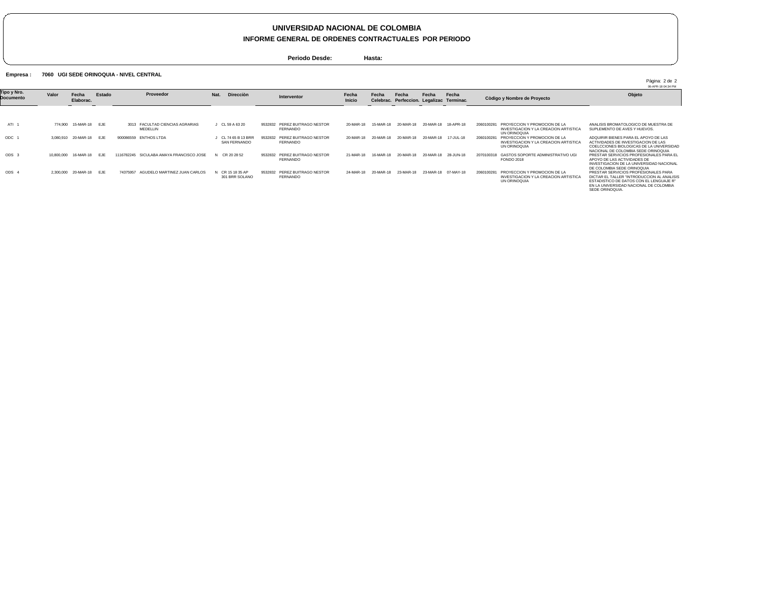# UNIVERSIDAD NACIONAL DE COLOMBIA

## INFORME GENERAL DE ORDENES CONTRACTUALES POR PERIODO

**Periodo Desde:** **Hasta:**

**Empresa :** **7060 UGI SEDE ORINOQUIA - NIVEL CENTRAL**

06-APR-18 04:34 PM

| Tipo y Nro. Documento | Valor | Fecha Elaborac. | Estado | Proveedor | Nat. | Direcciòn | Interventor | Fecha Inicio | Fecha Celebrac. | Fecha Perfeccion. | Fecha Legalizac | Fecha Terminac. | Còdigo y Nombre de Proyecto | Objeto |
|---|---|---|---|---|---|---|---|---|---|---|---|---|---|---|
| ATI 1 | 774,900 | 15-MAR-18 | EJE | 3013 FACULTAD CIENCIAS AGRARIAS MEDELLIN | J | CL 59 A 63 20 | 9532832 PEREZ BUITRAGO NESTOR FERNANDO | 20-MAR-18 | 15-MAR-18 | 20-MAR-18 | 20-MAR-18 | 18-APR-18 | 2060100281 PROYECCION Y PROMOCION DE LA INVESTIGACION Y LA CREACION ARTISTICA UN ORINOQUIA | ANALISIS BROMATOLOGICO DE MUESTRA DE SUPLEMENTO DE AVES Y HUEVOS. |
| ODC 1 | 3,080,910 | 20-MAR-18 | EJE | 900086559 ENTHOS LTDA | J | CL 74 65 B 13 BRR SAN FERNANDO | 9532832 PEREZ BUITRAGO NESTOR FERNANDO | 20-MAR-18 | 20-MAR-18 | 20-MAR-18 | 20-MAR-18 | 17-JUL-18 | 2060100281 PROYECCION Y PROMOCION DE LA INVESTIGACION Y LA CREACION ARTISTICA UN ORINOQUIA | ADQUIRIR BIENES PARA EL APOYO DE LAS ACTIVIDADES DE INVESTIGACION DE LAS COELCCIONES BIOLOGICAS DE LA UNIVERSIDAD NACIONAL DE COLOMBIA SEDE ORINOQUIA |
| ODS 3 | 10,800,000 | 16-MAR-18 | EJE | 1116782245 SICULABA AMAYA FRANCISCO JOSE | N | CR 20 28 52 | 9532832 PEREZ BUITRAGO NESTOR FERNANDO | 21-MAR-18 | 16-MAR-18 | 20-MAR-18 | 20-MAR-18 | 28-JUN-18 | 2070100318 GASTOS SOPORTE ADMINISTRATIVO UGI FONDO 2018 | PRESTAR SERVICIOS PROFESIONALES PARA EL APOYO DE LAS ACTIVIDADES DE INVESTIGACION DE LA UNIVERSIDAD NACIONAL DE COLOMBIA SEDE ORINOQUIA |
| ODS 4 | 2,300,000 | 20-MAR-18 | EJE | 74375957 AGUDELO MARTINEZ JUAN CARLOS | N | CR 15 18 35 AP 301 BRR SOLANO | 9532832 PEREZ BUITRAGO NESTOR FERNANDO | 24-MAR-18 | 20-MAR-18 | 23-MAR-18 | 23-MAR-18 | 07-MAY-18 | 2060100281 PROYECCION Y PROMOCION DE LA INVESTIGACION Y LA CREACION ARTISTICA UN ORINOQUIA | PRESTAR SERVICIOS PROFESIONALES PARA DICTAR EL TALLER "INTRODUCCION AL ANALISIS ESTADISTICO DE DATOS CON EL LENGUAJE R" EN LA UNIVERSIDAD NACIONAL DE COLOMBIA SEDE ORINOQUIA. |